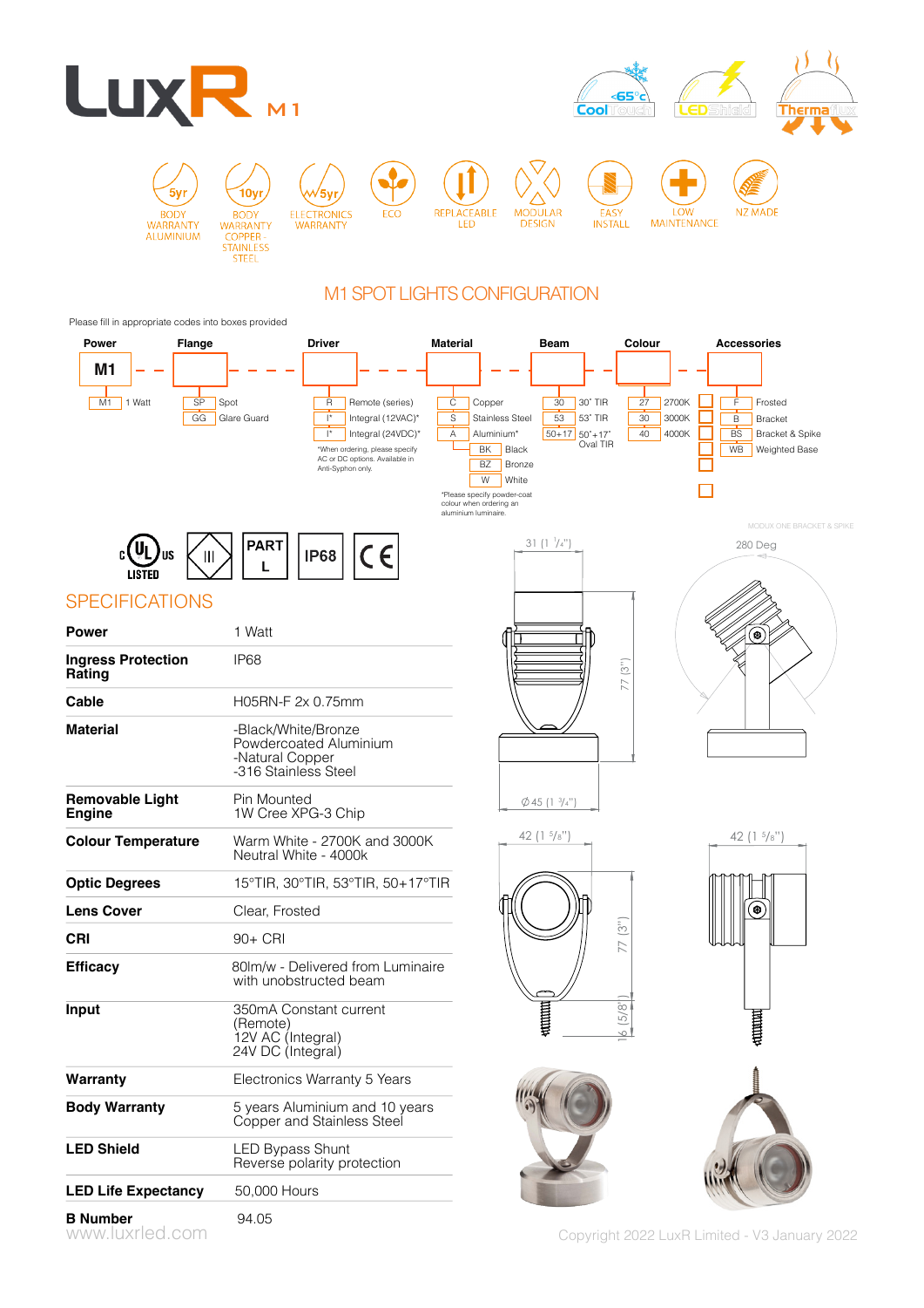# LuxR M1

CoolTouch <65°c · LEDShield · Thermaflux

- 5yr BODY WARRANTY ALUMINIUM
- 10yr BODY WARRANTY COPPER - STAINLESS STEEL
- 5yr ELECTRONICS WARRANTY
- ECO
- REPLACEABLE LED
- MODULAR DESIGN
- EASY INSTALL
- LOW MAINTENANCE
- NZ MADE

## M1 SPOT LIGHTS CONFIGURATION

Please fill in appropriate codes into boxes provided

**Power**: M1 — M1 1 Watt

**Flange**:
- SP Spot
- GG Glare Guard

**Driver**:
- R Remote (series)
- I* Integral (12VAC)*
- I* Integral (24VDC)*

*When ordering, please specify AC or DC options. Available in Anti-Syphon only.

**Material**:
- C Copper
- S Stainless Steel
- A Aluminium*
  - BK Black
  - BZ Bronze
  - W White

*Please specify powder-coat colour when ordering an aluminium luminaire.

**Beam**:
- 30 30° TIR
- 53 53° TIR
- 50+17 50°+17° Oval TIR

**Colour**:
- 27 2700K
- 30 3000K
- 40 4000K

**Accessories**:
- F Frosted
- B Bracket
- BS Bracket & Spike
- WB Weighted Base

c UL us LISTED · III · PART L · IP68 · CE

## SPECIFICATIONS

| | |
|---|---|
| **Power** | 1 Watt |
| **Ingress Protection Rating** | IP68 |
| **Cable** | H05RN-F 2x 0.75mm |
| **Material** | -Black/White/Bronze Powdercoated Aluminium<br>-Natural Copper<br>-316 Stainless Steel |
| **Removable Light Engine** | Pin Mounted<br>1W Cree XPG-3 Chip |
| **Colour Temperature** | Warm White - 2700K and 3000K<br>Neutral White - 4000k |
| **Optic Degrees** | 15°TIR, 30°TIR, 53°TIR, 50+17°TIR |
| **Lens Cover** | Clear, Frosted |
| **CRI** | 90+ CRI |
| **Efficacy** | 80lm/w - Delivered from Luminaire with unobstructed beam |
| **Input** | 350mA Constant current (Remote)<br>12V AC (Integral)<br>24V DC (Integral) |
| **Warranty** | Electronics Warranty 5 Years |
| **Body Warranty** | 5 years Aluminium and 10 years Copper and Stainless Steel |
| **LED Shield** | LED Bypass Shunt<br>Reverse polarity protection |
| **LED Life Expectancy** | 50,000 Hours |
| **B Number** | 94.05 |

MODUX ONE BRACKET & SPIKE

31 (1 1/4") · 77 (3") · Ø45 (1 3/4") · 280 Deg · 42 (1 5/8") · 77 (3") · 16 (5/8") · 42 (1 5/8")

www.luxrled.com

Copyright 2022 LuxR Limited - V3 January 2022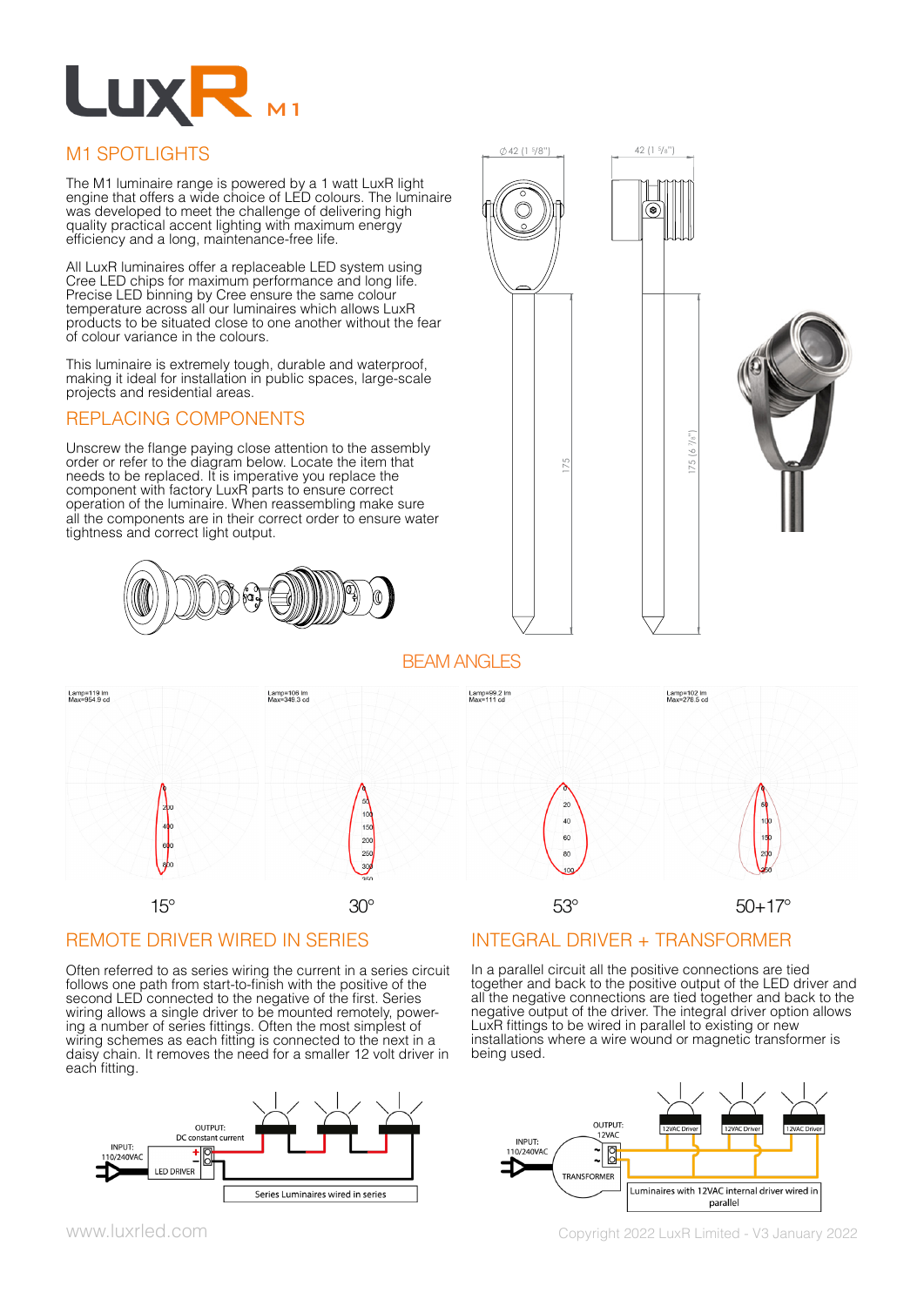# LuxR M1

## M1 SPOTLIGHTS

The M1 luminaire range is powered by a 1 watt LuxR light engine that offers a wide choice of LED colours. The luminaire was developed to meet the challenge of delivering high quality practical accent lighting with maximum energy efficiency and a long, maintenance-free life.

All LuxR luminaires offer a replaceable LED system using Cree LED chips for maximum performance and long life. Precise LED binning by Cree ensure the same colour temperature across all our luminaires which allows LuxR products to be situated close to one another without the fear of colour variance in the colours.

This luminaire is extremely tough, durable and waterproof, making it ideal for installation in public spaces, large-scale projects and residential areas.

## REPLACING COMPONENTS

Unscrew the flange paying close attention to the assembly order or refer to the diagram below. Locate the item that needs to be replaced. It is imperative you replace the component with factory LuxR parts to ensure correct operation of the luminaire. When reassembling make sure all the components are in their correct order to ensure water tightness and correct light output.

∅42 (1 5/8")

42 (1 5/8")

175

175 (6 7/8")

## BEAM ANGLES

Lamp=119 lm
Max=954.9 cd
0
200
400
600
800

15°

Lamp=106 lm
Max=348.3 cd
0
50
100
150
200
250
300
350

30°

Lamp=99.2 lm
Max=111 cd
0
20
40
60
80
100

53°

Lamp=102 lm
Max=278.5 cd
0
50
100
150
200
250

50+17°

## REMOTE DRIVER WIRED IN SERIES

Often referred to as series wiring the current in a series circuit follows one path from start-to-finish with the positive of the second LED connected to the negative of the first. Series wiring allows a single driver to be mounted remotely, powering a number of series fittings. Often the most simplest of wiring schemes as each fitting is connected to the next in a daisy chain. It removes the need for a smaller 12 volt driver in each fitting.

INPUT:
110/240VAC

OUTPUT:
DC constant current

LED DRIVER

Series Luminaires wired in series

## INTEGRAL DRIVER + TRANSFORMER

In a parallel circuit all the positive connections are tied together and back to the positive output of the LED driver and all the negative connections are tied together and back to the negative output of the driver. The integral driver option allows LuxR fittings to be wired in parallel to existing or new installations where a wire wound or magnetic transformer is being used.

INPUT:
110/240VAC

OUTPUT:
12VAC

TRANSFORMER

12VAC Driver

12VAC Driver

12VAC Driver

Luminaires with 12VAC internal driver wired in parallel

www.luxrled.com

Copyright 2022 LuxR Limited - V3 January 2022